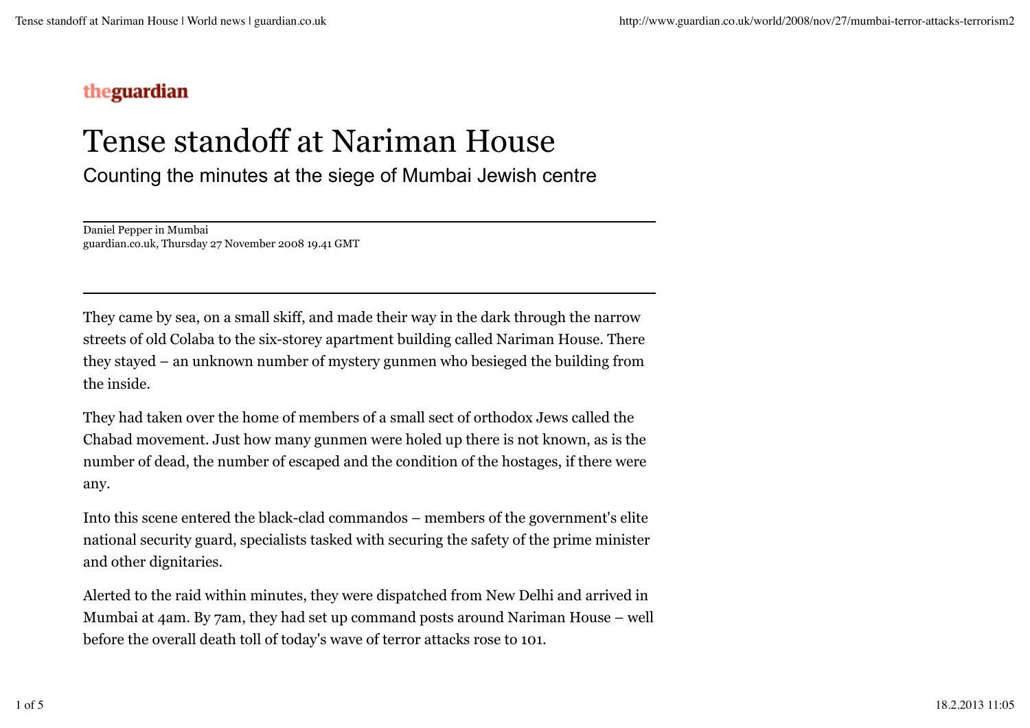theguardian

# Tense standoff at Nariman House

## Counting the minutes at the siege of Mumbai Jewish centre

Daniel Pepper in Mumbai
guardian.co.uk, Thursday 27 November 2008 19.41 GMT

They came by sea, on a small skiff, and made their way in the dark through the narrow streets of old Colaba to the six-storey apartment building called Nariman House. There they stayed – an unknown number of mystery gunmen who besieged the building from the inside.

They had taken over the home of members of a small sect of orthodox Jews called the Chabad movement. Just how many gunmen were holed up there is not known, as is the number of dead, the number of escaped and the condition of the hostages, if there were any.

Into this scene entered the black-clad commandos – members of the government's elite national security guard, specialists tasked with securing the safety of the prime minister and other dignitaries.

Alerted to the raid within minutes, they were dispatched from New Delhi and arrived in Mumbai at 4am. By 7am, they had set up command posts around Nariman House – well before the overall death toll of today's wave of terror attacks rose to 101.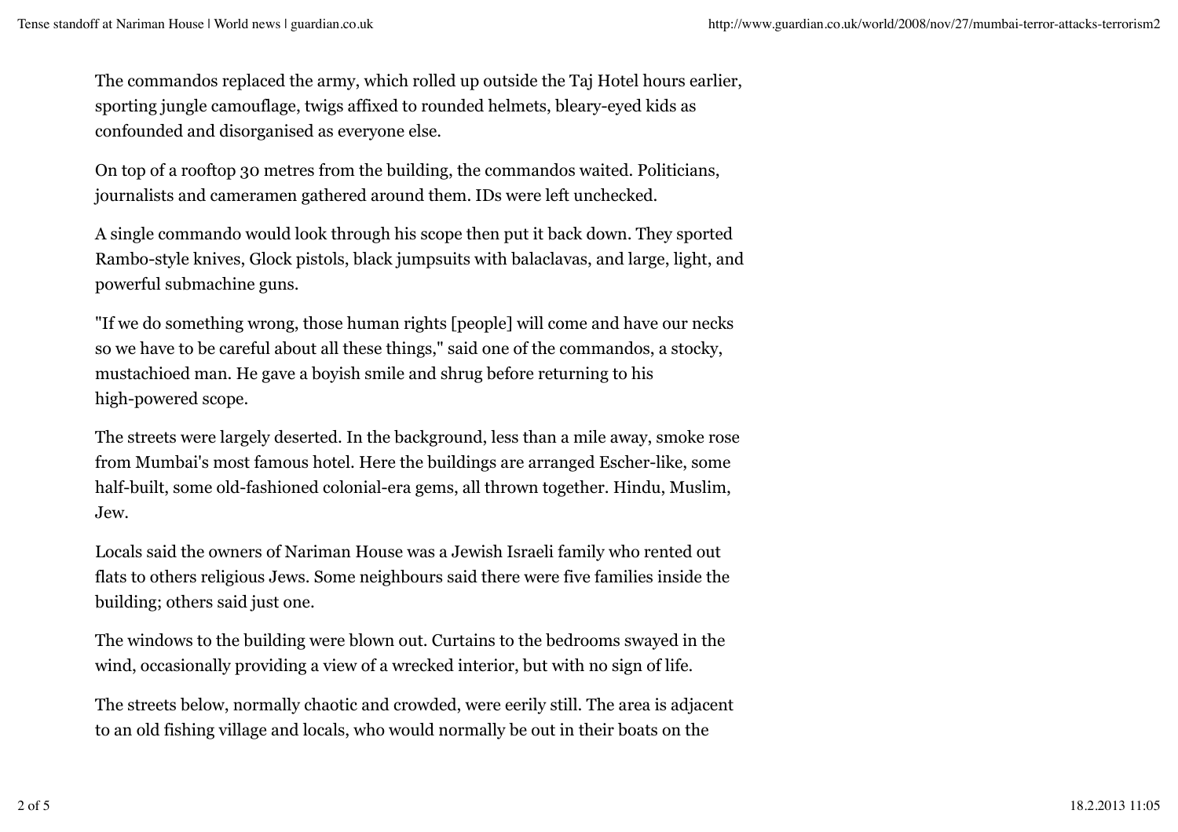The commandos replaced the army, which rolled up outside the Taj Hotel hours earlier, sporting jungle camouflage, twigs affixed to rounded helmets, bleary-eyed kids as confounded and disorganised as everyone else.

On top of a rooftop 30 metres from the building, the commandos waited. Politicians, journalists and cameramen gathered around them. IDs were left unchecked.

A single commando would look through his scope then put it back down. They sported Rambo-style knives, Glock pistols, black jumpsuits with balaclavas, and large, light, and powerful submachine guns.

"If we do something wrong, those human rights [people] will come and have our necks so we have to be careful about all these things," said one of the commandos, a stocky, mustachioed man. He gave a boyish smile and shrug before returning to his high-powered scope.

The streets were largely deserted. In the background, less than a mile away, smoke rose from Mumbai's most famous hotel. Here the buildings are arranged Escher-like, some half-built, some old-fashioned colonial-era gems, all thrown together. Hindu, Muslim, Jew.

Locals said the owners of Nariman House was a Jewish Israeli family who rented out flats to others religious Jews. Some neighbours said there were five families inside the building; others said just one.

The windows to the building were blown out. Curtains to the bedrooms swayed in the wind, occasionally providing a view of a wrecked interior, but with no sign of life.

The streets below, normally chaotic and crowded, were eerily still. The area is adjacent to an old fishing village and locals, who would normally be out in their boats on the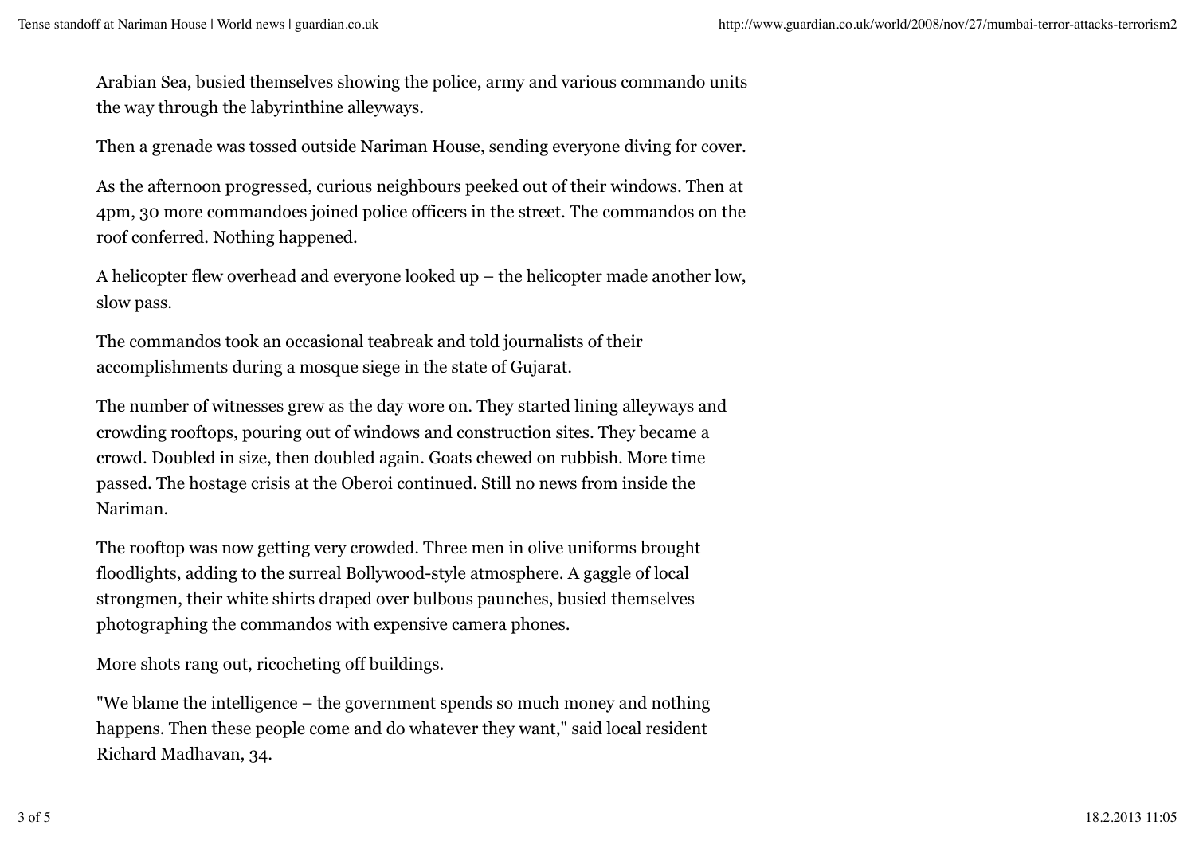Arabian Sea, busied themselves showing the police, army and various commando units the way through the labyrinthine alleyways.

Then a grenade was tossed outside Nariman House, sending everyone diving for cover.

As the afternoon progressed, curious neighbours peeked out of their windows. Then at 4pm, 30 more commandoes joined police officers in the street. The commandos on the roof conferred. Nothing happened.

A helicopter flew overhead and everyone looked up – the helicopter made another low, slow pass.

The commandos took an occasional teabreak and told journalists of their accomplishments during a mosque siege in the state of Gujarat.

The number of witnesses grew as the day wore on. They started lining alleyways and crowding rooftops, pouring out of windows and construction sites. They became a crowd. Doubled in size, then doubled again. Goats chewed on rubbish. More time passed. The hostage crisis at the Oberoi continued. Still no news from inside the Nariman.

The rooftop was now getting very crowded. Three men in olive uniforms brought floodlights, adding to the surreal Bollywood-style atmosphere. A gaggle of local strongmen, their white shirts draped over bulbous paunches, busied themselves photographing the commandos with expensive camera phones.

More shots rang out, ricocheting off buildings.

"We blame the intelligence – the government spends so much money and nothing happens. Then these people come and do whatever they want," said local resident Richard Madhavan, 34.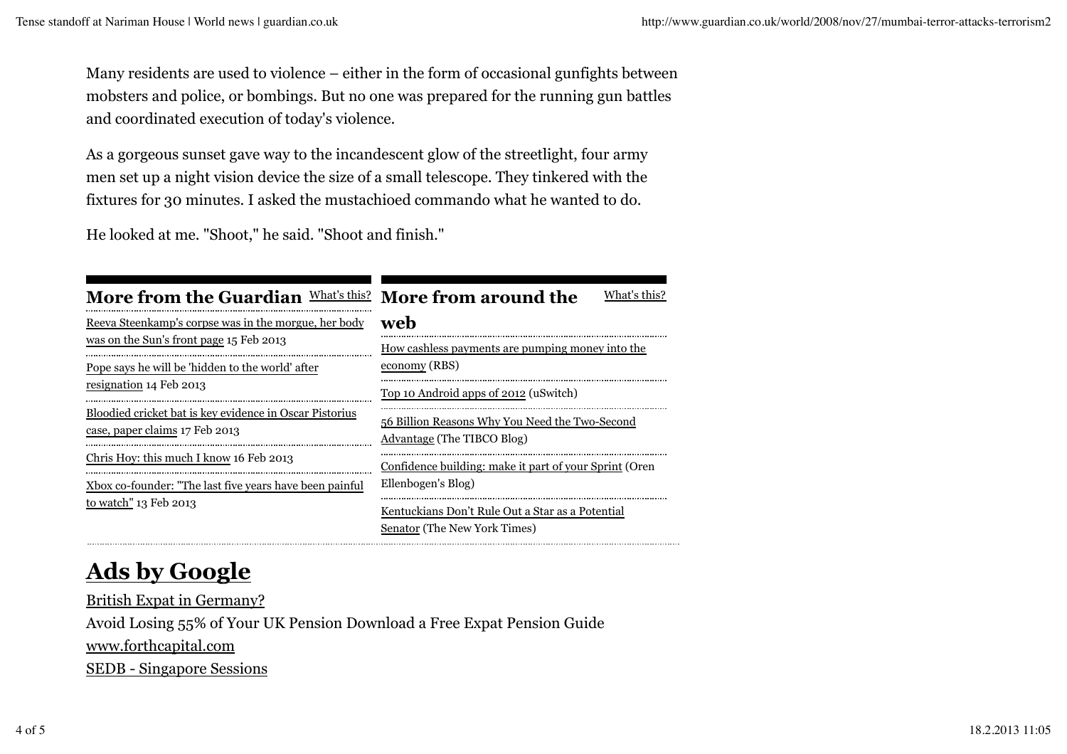Many residents are used to violence – either in the form of occasional gunfights between mobsters and police, or bombings. But no one was prepared for the running gun battles and coordinated execution of today's violence.

As a gorgeous sunset gave way to the incandescent glow of the streetlight, four army men set up a night vision device the size of a small telescope. They tinkered with the fixtures for 30 minutes. I asked the mustachioed commando what he wanted to do.

He looked at me. "Shoot," he said. "Shoot and finish."

## More from the Guardian

What's this?

- Reeva Steenkamp's corpse was in the morgue, her body was on the Sun's front page 15 Feb 2013
- Pope says he will be 'hidden to the world' after resignation 14 Feb 2013
- Bloodied cricket bat is key evidence in Oscar Pistorius case, paper claims 17 Feb 2013
- Chris Hoy: this much I know 16 Feb 2013
- Xbox co-founder: "The last five years have been painful to watch" 13 Feb 2013

## More from around the web

What's this?

- How cashless payments are pumping money into the economy (RBS)
- Top 10 Android apps of 2012 (uSwitch)
- 56 Billion Reasons Why You Need the Two-Second Advantage (The TIBCO Blog)
- Confidence building: make it part of your Sprint (Oren Ellenbogen's Blog)
- Kentuckians Don't Rule Out a Star as a Potential Senator (The New York Times)

# Ads by Google

British Expat in Germany?

Avoid Losing 55% of Your UK Pension Download a Free Expat Pension Guide

www.forthcapital.com

SEDB - Singapore Sessions